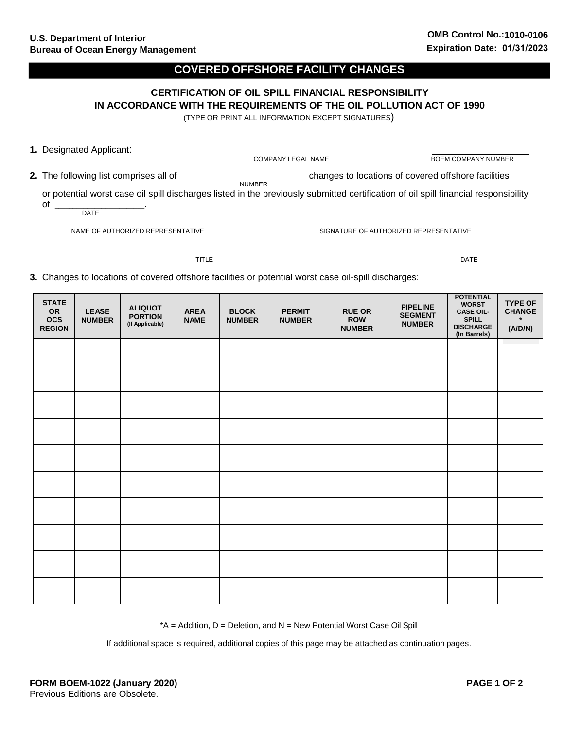U.S. Department of Interior
Bureau of Ocean Energy Management

OMB Control No.:1010-0106
Expiration Date: 01/31/2023

# COVERED OFFSHORE FACILITY CHANGES

## CERTIFICATION OF OIL SPILL FINANCIAL RESPONSIBILITY IN ACCORDANCE WITH THE REQUIREMENTS OF THE OIL POLLUTION ACT OF 1990

(TYPE OR PRINT ALL INFORMATION EXCEPT SIGNATURES)

**1.** Designated Applicant: ______________________________________ ____________________

COMPANY LEGAL NAME — BOEM COMPANY NUMBER

**2.** The following list comprises all of ____________________ changes to locations of covered offshore facilities

NUMBER

or potential worst case oil spill discharges listed in the previously submitted certification of oil spill financial responsibility of ________________.

DATE

______________________________________ ______________________________________

NAME OF AUTHORIZED REPRESENTATIVE — SIGNATURE OF AUTHORIZED REPRESENTATIVE

______________________________________ ____________________

TITLE — DATE

**3.** Changes to locations of covered offshore facilities or potential worst case oil-spill discharges:

| STATE OR OCS REGION | LEASE NUMBER | ALIQUOT PORTION (If Applicable) | AREA NAME | BLOCK NUMBER | PERMIT NUMBER | RUE OR ROW NUMBER | PIPELINE SEGMENT NUMBER | POTENTIAL WORST CASE OIL-SPILL DISCHARGE (In Barrels) | TYPE OF CHANGE * (A/D/N) |
|---|---|---|---|---|---|---|---|---|---|
| | | | | | | | | | |
| | | | | | | | | | |
| | | | | | | | | | |
| | | | | | | | | | |
| | | | | | | | | | |
| | | | | | | | | | |
| | | | | | | | | | |
| | | | | | | | | | |
| | | | | | | | | | |
| | | | | | | | | | |

*A = Addition, D = Deletion, and N = New Potential Worst Case Oil Spill

If additional space is required, additional copies of this page may be attached as continuation pages.

**FORM BOEM-1022 (January 2020)**
Previous Editions are Obsolete.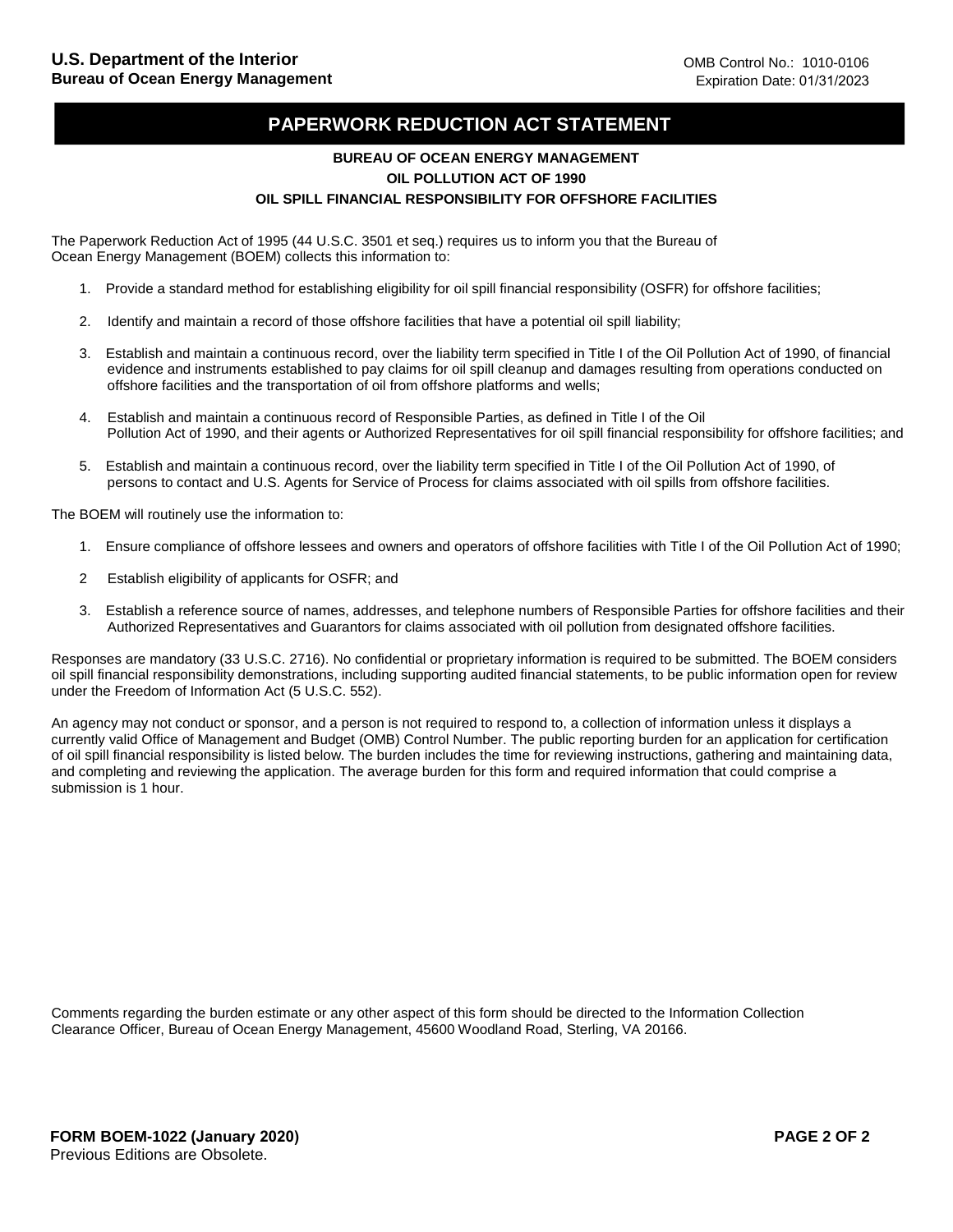**U.S. Department of the Interior**
**Bureau of Ocean Energy Management**

OMB Control No.: 1010-0106
Expiration Date: 01/31/2023

# PAPERWORK REDUCTION ACT STATEMENT

### BUREAU OF OCEAN ENERGY MANAGEMENT
### OIL POLLUTION ACT OF 1990
### OIL SPILL FINANCIAL RESPONSIBILITY FOR OFFSHORE FACILITIES

The Paperwork Reduction Act of 1995 (44 U.S.C. 3501 et seq.) requires us to inform you that the Bureau of Ocean Energy Management (BOEM) collects this information to:

1. Provide a standard method for establishing eligibility for oil spill financial responsibility (OSFR) for offshore facilities;
2. Identify and maintain a record of those offshore facilities that have a potential oil spill liability;
3. Establish and maintain a continuous record, over the liability term specified in Title I of the Oil Pollution Act of 1990, of financial evidence and instruments established to pay claims for oil spill cleanup and damages resulting from operations conducted on offshore facilities and the transportation of oil from offshore platforms and wells;
4. Establish and maintain a continuous record of Responsible Parties, as defined in Title I of the Oil Pollution Act of 1990, and their agents or Authorized Representatives for oil spill financial responsibility for offshore facilities; and
5. Establish and maintain a continuous record, over the liability term specified in Title I of the Oil Pollution Act of 1990, of persons to contact and U.S. Agents for Service of Process for claims associated with oil spills from offshore facilities.

The BOEM will routinely use the information to:

1. Ensure compliance of offshore lessees and owners and operators of offshore facilities with Title I of the Oil Pollution Act of 1990;
2. Establish eligibility of applicants for OSFR; and
3. Establish a reference source of names, addresses, and telephone numbers of Responsible Parties for offshore facilities and their Authorized Representatives and Guarantors for claims associated with oil pollution from designated offshore facilities.

Responses are mandatory (33 U.S.C. 2716). No confidential or proprietary information is required to be submitted. The BOEM considers oil spill financial responsibility demonstrations, including supporting audited financial statements, to be public information open for review under the Freedom of Information Act (5 U.S.C. 552).

An agency may not conduct or sponsor, and a person is not required to respond to, a collection of information unless it displays a currently valid Office of Management and Budget (OMB) Control Number. The public reporting burden for an application for certification of oil spill financial responsibility is listed below. The burden includes the time for reviewing instructions, gathering and maintaining data, and completing and reviewing the application. The average burden for this form and required information that could comprise a submission is 1 hour.

Comments regarding the burden estimate or any other aspect of this form should be directed to the Information Collection Clearance Officer, Bureau of Ocean Energy Management, 45600 Woodland Road, Sterling, VA 20166.

**FORM BOEM-1022 (January 2020)**
Previous Editions are Obsolete.